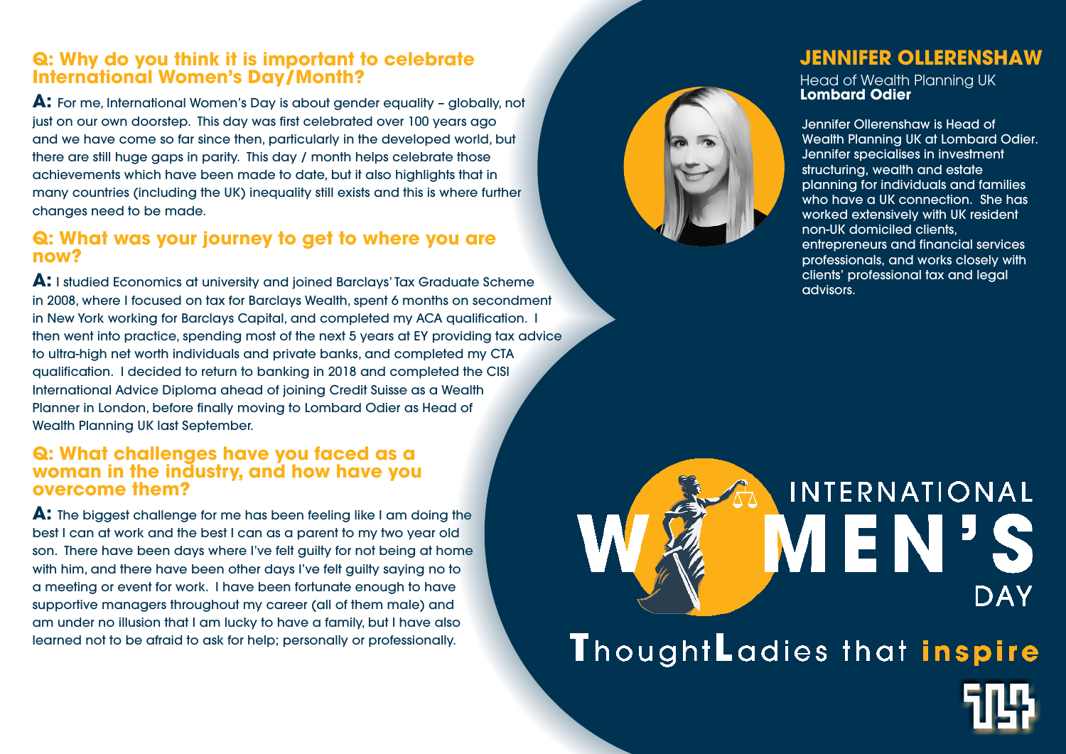## JENNIFER OLLERENSHAW

Head of Wealth Planning UK
**Lombard Odier**

Jennifer Ollerenshaw is Head of Wealth Planning UK at Lombard Odier. Jennifer specialises in investment structuring, wealth and estate planning for individuals and families who have a UK connection. She has worked extensively with UK resident non-UK domiciled clients, entrepreneurs and financial services professionals, and works closely with clients' professional tax and legal advisors.

### Q: Why do you think it is important to celebrate International Women's Day/Month?

**A:** For me, International Women's Day is about gender equality – globally, not just on our own doorstep. This day was first celebrated over 100 years ago and we have come so far since then, particularly in the developed world, but there are still huge gaps in parity. This day / month helps celebrate those achievements which have been made to date, but it also highlights that in many countries (including the UK) inequality still exists and this is where further changes need to be made.

### Q: What was your journey to get to where you are now?

**A:** I studied Economics at university and joined Barclays' Tax Graduate Scheme in 2008, where I focused on tax for Barclays Wealth, spent 6 months on secondment in New York working for Barclays Capital, and completed my ACA qualification. I then went into practice, spending most of the next 5 years at EY providing tax advice to ultra-high net worth individuals and private banks, and completed my CTA qualification. I decided to return to banking in 2018 and completed the CISI International Advice Diploma ahead of joining Credit Suisse as a Wealth Planner in London, before finally moving to Lombard Odier as Head of Wealth Planning UK last September.

### Q: What challenges have you faced as a woman in the industry, and how have you overcome them?

**A:** The biggest challenge for me has been feeling like I am doing the best I can at work and the best I can as a parent to my two year old son. There have been days where I've felt guilty for not being at home with him, and there have been other days I've felt guilty saying no to a meeting or event for work. I have been fortunate enough to have supportive managers throughout my career (all of them male) and am under no illusion that I am lucky to have a family, but I have also learned not to be afraid to ask for help; personally or professionally.

INTERNATIONAL WOMEN'S DAY

ThoughtLadies that **inspire**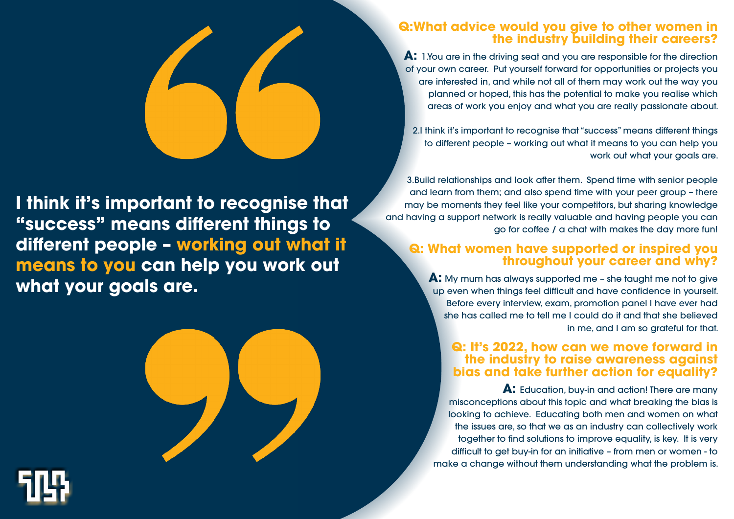I think it's important to recognise that "success" means different things to different people – **working out what it means to you** can help you work out what your goals are.

## Q:What advice would you give to other women in the industry building their careers?

**A:** 1.You are in the driving seat and you are responsible for the direction of your own career. Put yourself forward for opportunities or projects you are interested in, and while not all of them may work out the way you planned or hoped, this has the potential to make you realise which areas of work you enjoy and what you are really passionate about.

2.I think it's important to recognise that "success" means different things to different people – working out what it means to you can help you work out what your goals are.

3.Build relationships and look after them. Spend time with senior people and learn from them; and also spend time with your peer group – there may be moments they feel like your competitors, but sharing knowledge and having a support network is really valuable and having people you can go for coffee / a chat with makes the day more fun!

## Q: What women have supported or inspired you throughout your career and why?

**A:** My mum has always supported me – she taught me not to give up even when things feel difficult and have confidence in yourself. Before every interview, exam, promotion panel I have ever had she has called me to tell me I could do it and that she believed in me, and I am so grateful for that.

## Q: It's 2022, how can we move forward in the industry to raise awareness against bias and take further action for equality?

**A:** Education, buy-in and action! There are many misconceptions about this topic and what breaking the bias is looking to achieve. Educating both men and women on what the issues are, so that we as an industry can collectively work together to find solutions to improve equality, is key. It is very difficult to get buy-in for an initiative – from men or women - to make a change without them understanding what the problem is.